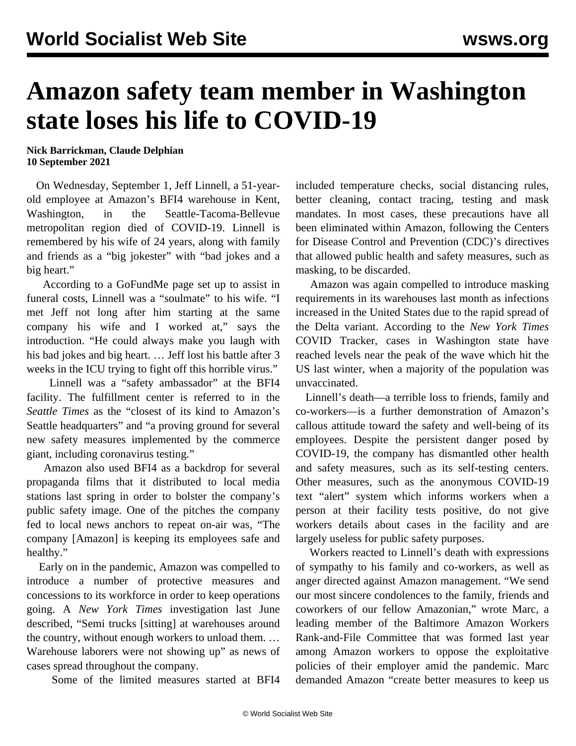# Amazon safety team member in Washington state loses his life to COVID-19

**Nick Barrickman, Claude Delphian**
**10 September 2021**

On Wednesday, September 1, Jeff Linnell, a 51-year-old employee at Amazon's BFI4 warehouse in Kent, Washington, in the Seattle-Tacoma-Bellevue metropolitan region died of COVID-19. Linnell is remembered by his wife of 24 years, along with family and friends as a "big jokester" with "bad jokes and a big heart."

According to a GoFundMe page set up to assist in funeral costs, Linnell was a "soulmate" to his wife. "I met Jeff not long after him starting at the same company his wife and I worked at," says the introduction. "He could always make you laugh with his bad jokes and big heart. … Jeff lost his battle after 3 weeks in the ICU trying to fight off this horrible virus."

Linnell was a "safety ambassador" at the BFI4 facility. The fulfillment center is referred to in the *Seattle Times* as the "closest of its kind to Amazon's Seattle headquarters" and "a proving ground for several new safety measures implemented by the commerce giant, including coronavirus testing."

Amazon also used BFI4 as a backdrop for several propaganda films that it distributed to local media stations last spring in order to bolster the company's public safety image. One of the pitches the company fed to local news anchors to repeat on-air was, "The company [Amazon] is keeping its employees safe and healthy."

Early on in the pandemic, Amazon was compelled to introduce a number of protective measures and concessions to its workforce in order to keep operations going. A *New York Times* investigation last June described, "Semi trucks [sitting] at warehouses around the country, without enough workers to unload them. … Warehouse laborers were not showing up" as news of cases spread throughout the company.

Some of the limited measures started at BFI4 included temperature checks, social distancing rules, better cleaning, contact tracing, testing and mask mandates. In most cases, these precautions have all been eliminated within Amazon, following the Centers for Disease Control and Prevention (CDC)'s directives that allowed public health and safety measures, such as masking, to be discarded.

Amazon was again compelled to introduce masking requirements in its warehouses last month as infections increased in the United States due to the rapid spread of the Delta variant. According to the *New York Times* COVID Tracker, cases in Washington state have reached levels near the peak of the wave which hit the US last winter, when a majority of the population was unvaccinated.

Linnell's death—a terrible loss to friends, family and co-workers—is a further demonstration of Amazon's callous attitude toward the safety and well-being of its employees. Despite the persistent danger posed by COVID-19, the company has dismantled other health and safety measures, such as its self-testing centers. Other measures, such as the anonymous COVID-19 text "alert" system which informs workers when a person at their facility tests positive, do not give workers details about cases in the facility and are largely useless for public safety purposes.

Workers reacted to Linnell's death with expressions of sympathy to his family and co-workers, as well as anger directed against Amazon management. "We send our most sincere condolences to the family, friends and coworkers of our fellow Amazonian," wrote Marc, a leading member of the Baltimore Amazon Workers Rank-and-File Committee that was formed last year among Amazon workers to oppose the exploitative policies of their employer amid the pandemic. Marc demanded Amazon "create better measures to keep us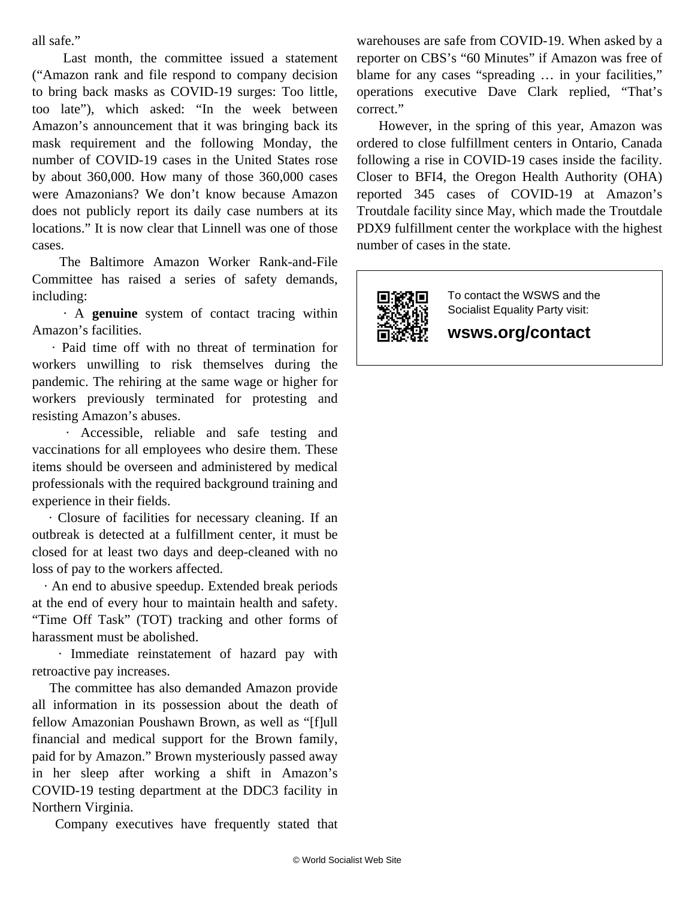all safe."

Last month, the committee issued a statement ("Amazon rank and file respond to company decision to bring back masks as COVID-19 surges: Too little, too late"), which asked: "In the week between Amazon's announcement that it was bringing back its mask requirement and the following Monday, the number of COVID-19 cases in the United States rose by about 360,000. How many of those 360,000 cases were Amazonians? We don't know because Amazon does not publicly report its daily case numbers at its locations." It is now clear that Linnell was one of those cases.

The Baltimore Amazon Worker Rank-and-File Committee has raised a series of safety demands, including:

· A **genuine** system of contact tracing within Amazon's facilities.

· Paid time off with no threat of termination for workers unwilling to risk themselves during the pandemic. The rehiring at the same wage or higher for workers previously terminated for protesting and resisting Amazon's abuses.

· Accessible, reliable and safe testing and vaccinations for all employees who desire them. These items should be overseen and administered by medical professionals with the required background training and experience in their fields.

· Closure of facilities for necessary cleaning. If an outbreak is detected at a fulfillment center, it must be closed for at least two days and deep-cleaned with no loss of pay to the workers affected.

· An end to abusive speedup. Extended break periods at the end of every hour to maintain health and safety. "Time Off Task" (TOT) tracking and other forms of harassment must be abolished.

· Immediate reinstatement of hazard pay with retroactive pay increases.

The committee has also demanded Amazon provide all information in its possession about the death of fellow Amazonian Poushawn Brown, as well as "[f]ull financial and medical support for the Brown family, paid for by Amazon." Brown mysteriously passed away in her sleep after working a shift in Amazon's COVID-19 testing department at the DDC3 facility in Northern Virginia.

Company executives have frequently stated that warehouses are safe from COVID-19. When asked by a reporter on CBS's "60 Minutes" if Amazon was free of blame for any cases "spreading … in your facilities," operations executive Dave Clark replied, "That's correct."

However, in the spring of this year, Amazon was ordered to close fulfillment centers in Ontario, Canada following a rise in COVID-19 cases inside the facility. Closer to BFI4, the Oregon Health Authority (OHA) reported 345 cases of COVID-19 at Amazon's Troutdale facility since May, which made the Troutdale PDX9 fulfillment center the workplace with the highest number of cases in the state.

To contact the WSWS and the Socialist Equality Party visit:

**wsws.org/contact**